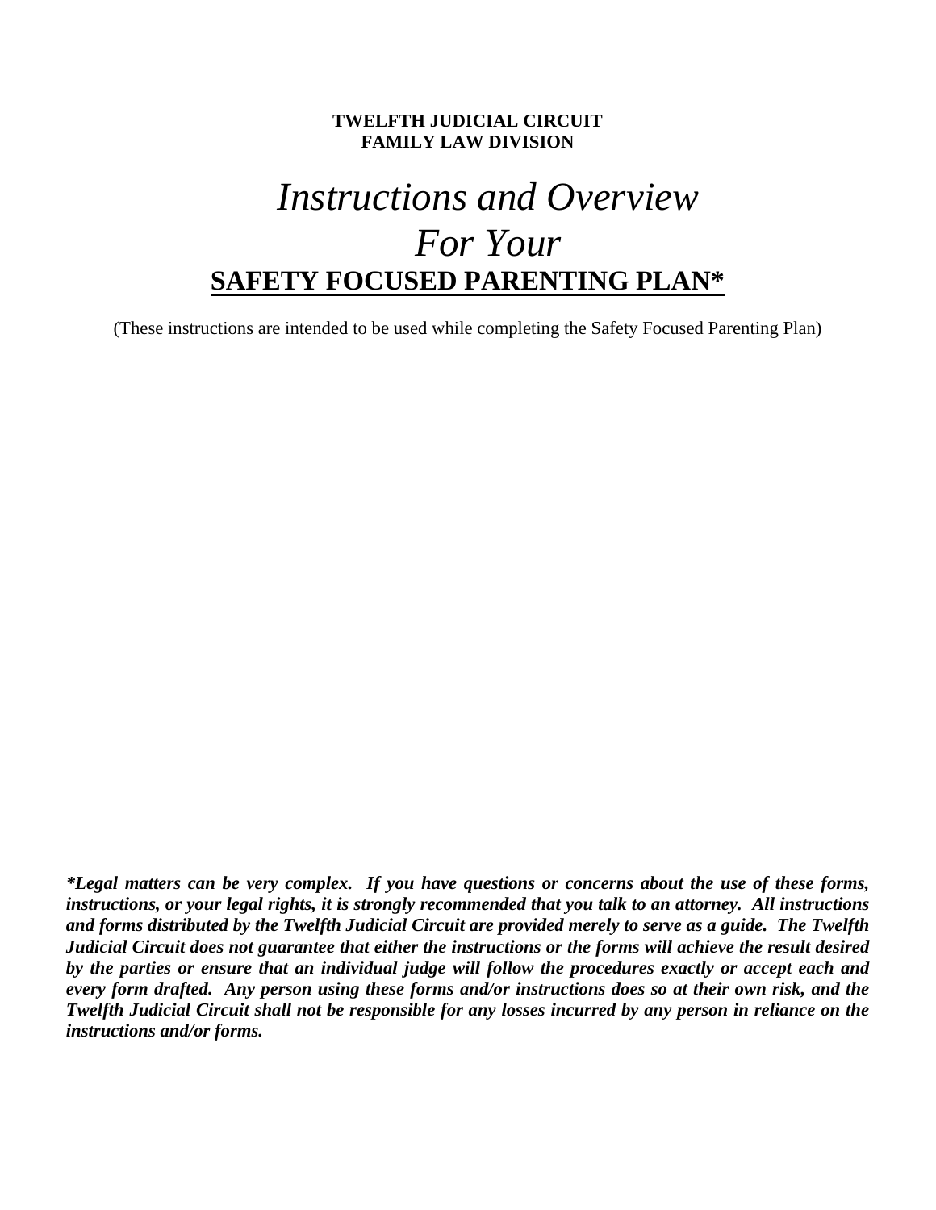**TWELFTH JUDICIAL CIRCUIT**
**FAMILY LAW DIVISION**

# *Instructions and Overview For Your*

# SAFETY FOCUSED PARENTING PLAN*

(These instructions are intended to be used while completing the Safety Focused Parenting Plan)

***Legal matters can be very complex. If you have questions or concerns about the use of these forms, instructions, or your legal rights, it is strongly recommended that you talk to an attorney. All instructions and forms distributed by the Twelfth Judicial Circuit are provided merely to serve as a guide. The Twelfth Judicial Circuit does not guarantee that either the instructions or the forms will achieve the result desired by the parties or ensure that an individual judge will follow the procedures exactly or accept each and every form drafted. Any person using these forms and/or instructions does so at their own risk, and the Twelfth Judicial Circuit shall not be responsible for any losses incurred by any person in reliance on the instructions and/or forms.***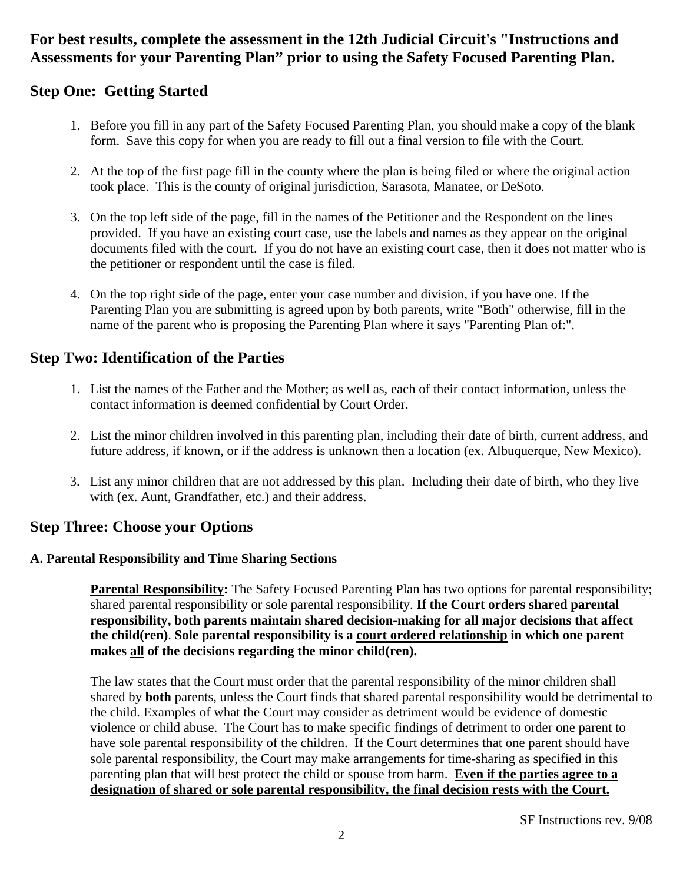**For best results, complete the assessment in the 12th Judicial Circuit's "Instructions and Assessments for your Parenting Plan" prior to using the Safety Focused Parenting Plan.**

## Step One: Getting Started

1. Before you fill in any part of the Safety Focused Parenting Plan, you should make a copy of the blank form. Save this copy for when you are ready to fill out a final version to file with the Court.

2. At the top of the first page fill in the county where the plan is being filed or where the original action took place. This is the county of original jurisdiction, Sarasota, Manatee, or DeSoto.

3. On the top left side of the page, fill in the names of the Petitioner and the Respondent on the lines provided. If you have an existing court case, use the labels and names as they appear on the original documents filed with the court. If you do not have an existing court case, then it does not matter who is the petitioner or respondent until the case is filed.

4. On the top right side of the page, enter your case number and division, if you have one. If the Parenting Plan you are submitting is agreed upon by both parents, write "Both" otherwise, fill in the name of the parent who is proposing the Parenting Plan where it says "Parenting Plan of:".

## Step Two: Identification of the Parties

1. List the names of the Father and the Mother; as well as, each of their contact information, unless the contact information is deemed confidential by Court Order.

2. List the minor children involved in this parenting plan, including their date of birth, current address, and future address, if known, or if the address is unknown then a location (ex. Albuquerque, New Mexico).

3. List any minor children that are not addressed by this plan. Including their date of birth, who they live with (ex. Aunt, Grandfather, etc.) and their address.

## Step Three: Choose your Options

### A. Parental Responsibility and Time Sharing Sections

**Parental Responsibility:** The Safety Focused Parenting Plan has two options for parental responsibility; shared parental responsibility or sole parental responsibility. **If the Court orders shared parental responsibility, both parents maintain shared decision-making for all major decisions that affect the child(ren)**. **Sole parental responsibility is a court ordered relationship in which one parent makes all of the decisions regarding the minor child(ren).**

The law states that the Court must order that the parental responsibility of the minor children shall shared by **both** parents, unless the Court finds that shared parental responsibility would be detrimental to the child. Examples of what the Court may consider as detriment would be evidence of domestic violence or child abuse. The Court has to make specific findings of detriment to order one parent to have sole parental responsibility of the children. If the Court determines that one parent should have sole parental responsibility, the Court may make arrangements for time-sharing as specified in this parenting plan that will best protect the child or spouse from harm. **Even if the parties agree to a designation of shared or sole parental responsibility, the final decision rests with the Court.**

SF Instructions rev. 9/08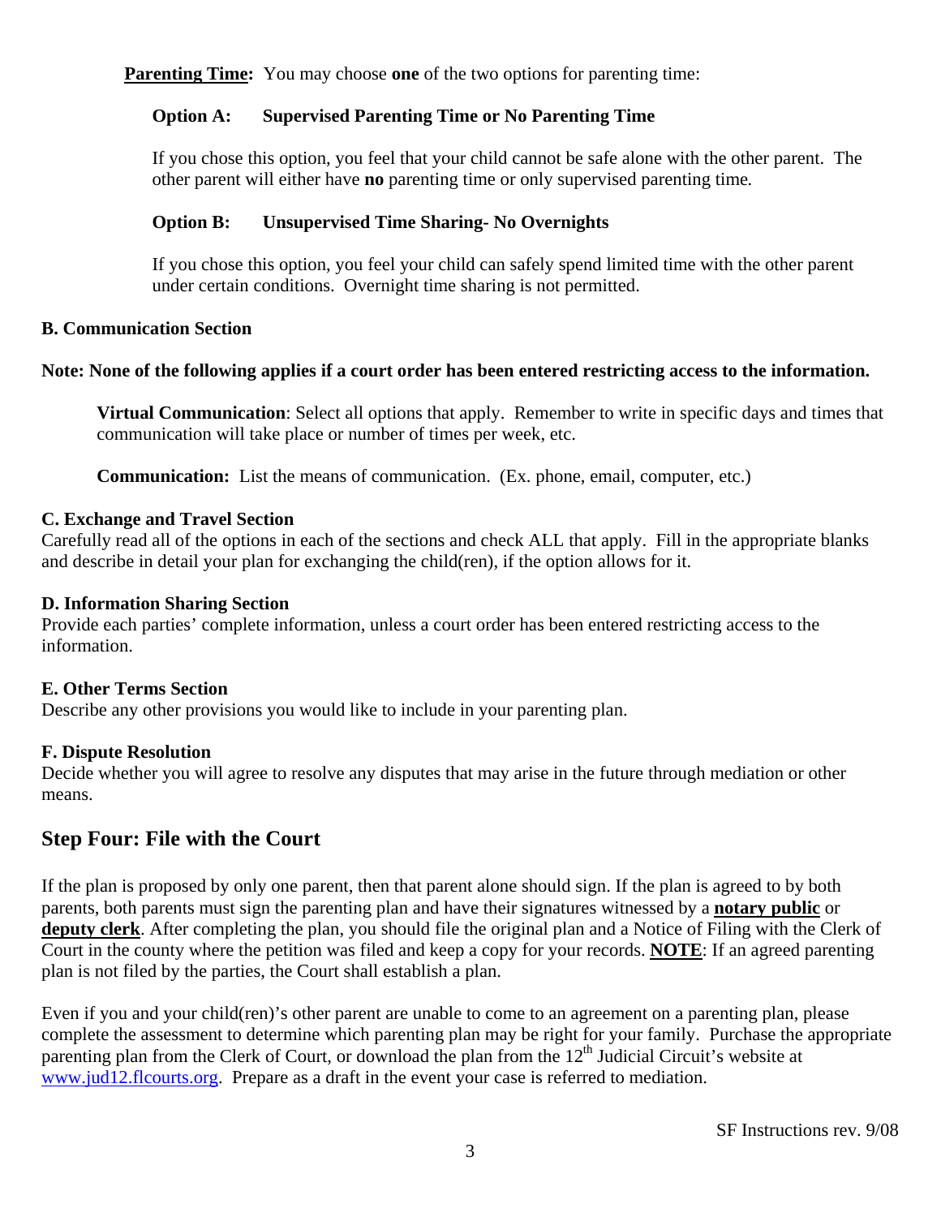**Parenting Time:** You may choose **one** of the two options for parenting time:

**Option A: Supervised Parenting Time or No Parenting Time**

If you chose this option, you feel that your child cannot be safe alone with the other parent. The other parent will either have **no** parenting time or only supervised parenting time.

**Option B: Unsupervised Time Sharing- No Overnights**

If you chose this option, you feel your child can safely spend limited time with the other parent under certain conditions. Overnight time sharing is not permitted.

**B. Communication Section**

**Note: None of the following applies if a court order has been entered restricting access to the information.**

**Virtual Communication**: Select all options that apply. Remember to write in specific days and times that communication will take place or number of times per week, etc.

**Communication:** List the means of communication. (Ex. phone, email, computer, etc.)

**C. Exchange and Travel Section**

Carefully read all of the options in each of the sections and check ALL that apply. Fill in the appropriate blanks and describe in detail your plan for exchanging the child(ren), if the option allows for it.

**D. Information Sharing Section**

Provide each parties' complete information, unless a court order has been entered restricting access to the information.

**E. Other Terms Section**

Describe any other provisions you would like to include in your parenting plan.

**F. Dispute Resolution**

Decide whether you will agree to resolve any disputes that may arise in the future through mediation or other means.

## Step Four: File with the Court

If the plan is proposed by only one parent, then that parent alone should sign. If the plan is agreed to by both parents, both parents must sign the parenting plan and have their signatures witnessed by a **notary public** or **deputy clerk**. After completing the plan, you should file the original plan and a Notice of Filing with the Clerk of Court in the county where the petition was filed and keep a copy for your records. **NOTE**: If an agreed parenting plan is not filed by the parties, the Court shall establish a plan.

Even if you and your child(ren)'s other parent are unable to come to an agreement on a parenting plan, please complete the assessment to determine which parenting plan may be right for your family. Purchase the appropriate parenting plan from the Clerk of Court, or download the plan from the 12th Judicial Circuit's website at www.jud12.flcourts.org. Prepare as a draft in the event your case is referred to mediation.

SF Instructions rev. 9/08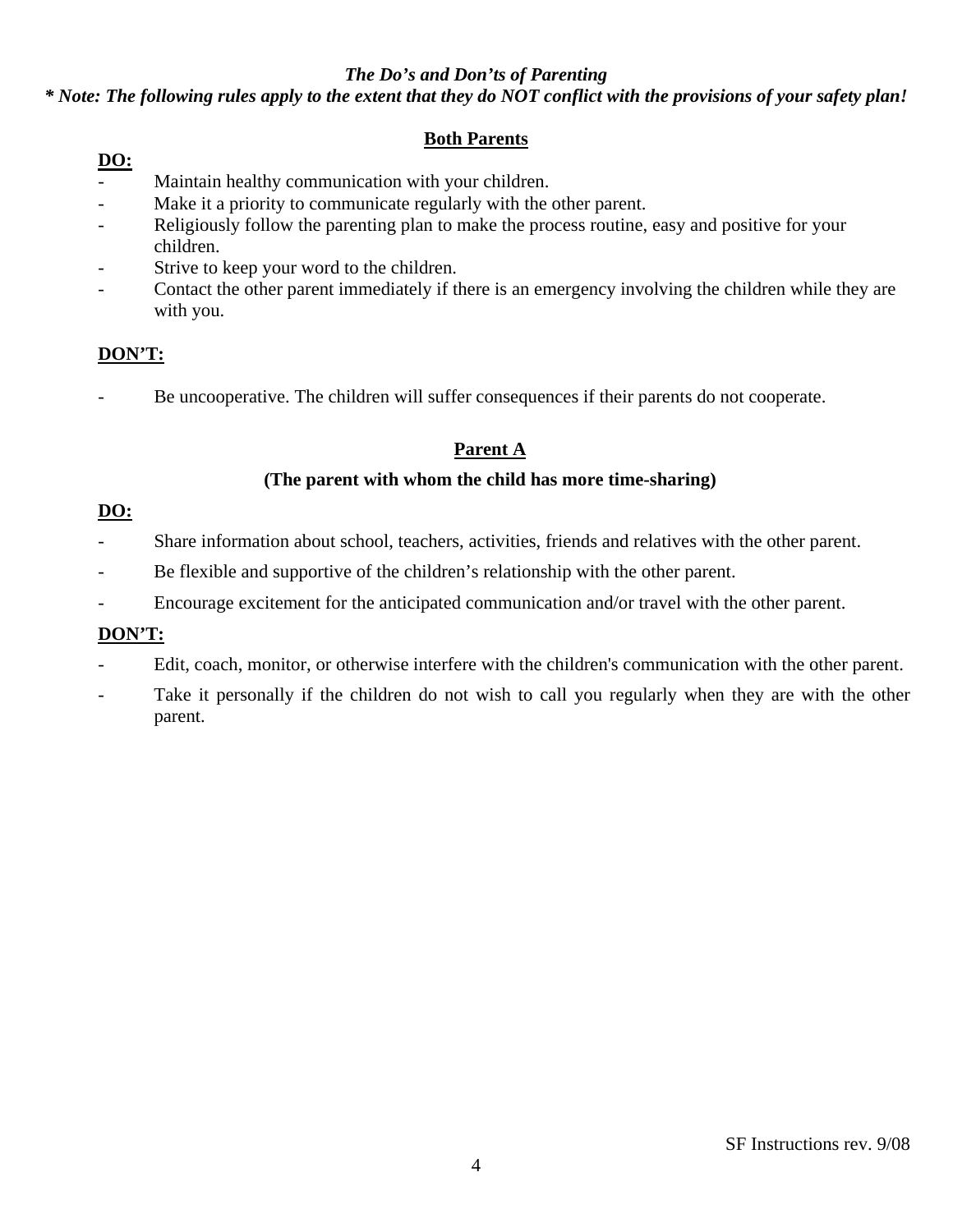*The Do's and Don'ts of Parenting*

***\* Note: The following rules apply to the extent that they do NOT conflict with the provisions of your safety plan!***

## Both Parents

**DO:**

- Maintain healthy communication with your children.
- Make it a priority to communicate regularly with the other parent.
- Religiously follow the parenting plan to make the process routine, easy and positive for your children.
- Strive to keep your word to the children.
- Contact the other parent immediately if there is an emergency involving the children while they are with you.

**DON'T:**

- Be uncooperative. The children will suffer consequences if their parents do not cooperate.

## Parent A

**(The parent with whom the child has more time-sharing)**

**DO:**

- Share information about school, teachers, activities, friends and relatives with the other parent.
- Be flexible and supportive of the children's relationship with the other parent.
- Encourage excitement for the anticipated communication and/or travel with the other parent.

**DON'T:**

- Edit, coach, monitor, or otherwise interfere with the children's communication with the other parent.
- Take it personally if the children do not wish to call you regularly when they are with the other parent.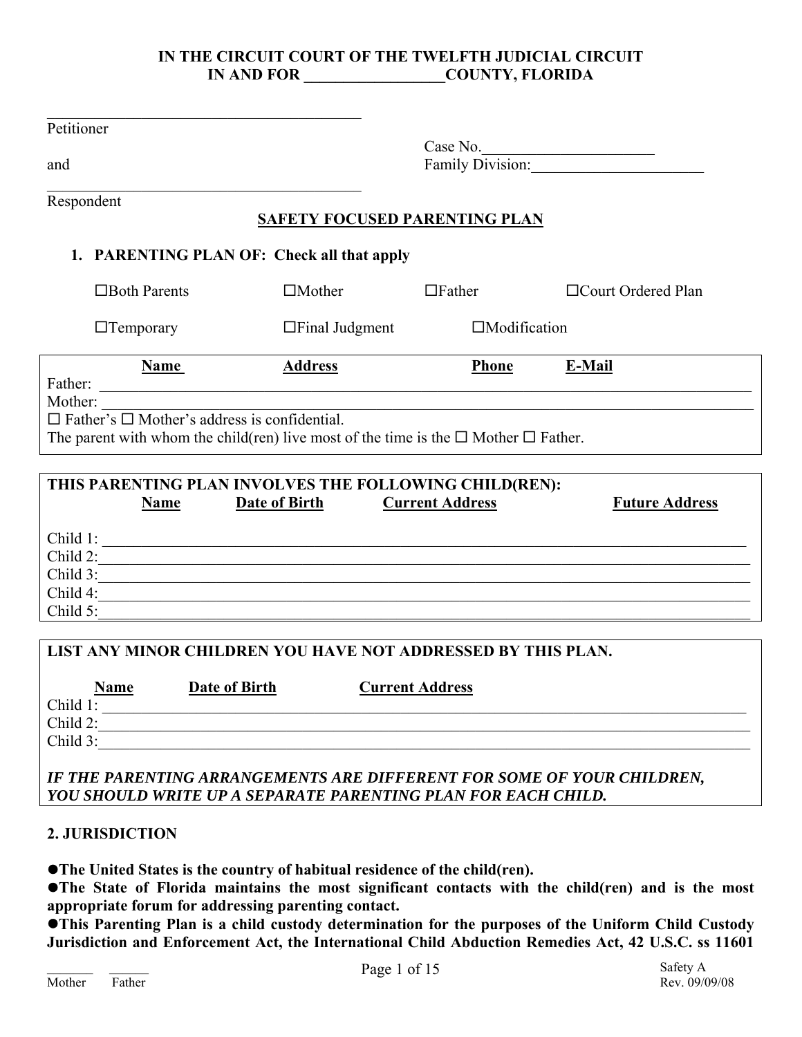**IN THE CIRCUIT COURT OF THE TWELFTH JUDICIAL CIRCUIT**
**IN AND FOR __________________COUNTY, FLORIDA**

_________________________________________
Petitioner

Case No.______________________

and

Family Division:______________________

_________________________________________
Respondent

## SAFETY FOCUSED PARENTING PLAN

### 1. PARENTING PLAN OF: Check all that apply

☐Both Parents ☐Mother ☐Father ☐Court Ordered Plan

☐Temporary ☐Final Judgment ☐Modification

| Name | Address | Phone | E-Mail |
|---|---|---|---|
| Father: | | | |
| Mother: | | | |

☐ Father's ☐ Mother's address is confidential.
The parent with whom the child(ren) live most of the time is the ☐ Mother ☐ Father.

**THIS PARENTING PLAN INVOLVES THE FOLLOWING CHILD(REN):**

| | Name | Date of Birth | Current Address | Future Address |
|---|---|---|---|---|
| Child 1: | | | | |
| Child 2: | | | | |
| Child 3: | | | | |
| Child 4: | | | | |
| Child 5: | | | | |

**LIST ANY MINOR CHILDREN YOU HAVE NOT ADDRESSED BY THIS PLAN.**

| | Name | Date of Birth | Current Address |
|---|---|---|---|
| Child 1: | | | |
| Child 2: | | | |
| Child 3: | | | |

***IF THE PARENTING ARRANGEMENTS ARE DIFFERENT FOR SOME OF YOUR CHILDREN, YOU SHOULD WRITE UP A SEPARATE PARENTING PLAN FOR EACH CHILD.***

### 2. JURISDICTION

- **The United States is the country of habitual residence of the child(ren).**
- **The State of Florida maintains the most significant contacts with the child(ren) and is the most appropriate forum for addressing parenting contact.**
- **This Parenting Plan is a child custody determination for the purposes of the Uniform Child Custody Jurisdiction and Enforcement Act, the International Child Abduction Remedies Act, 42 U.S.C. ss 11601**

_______ ______
Mother Father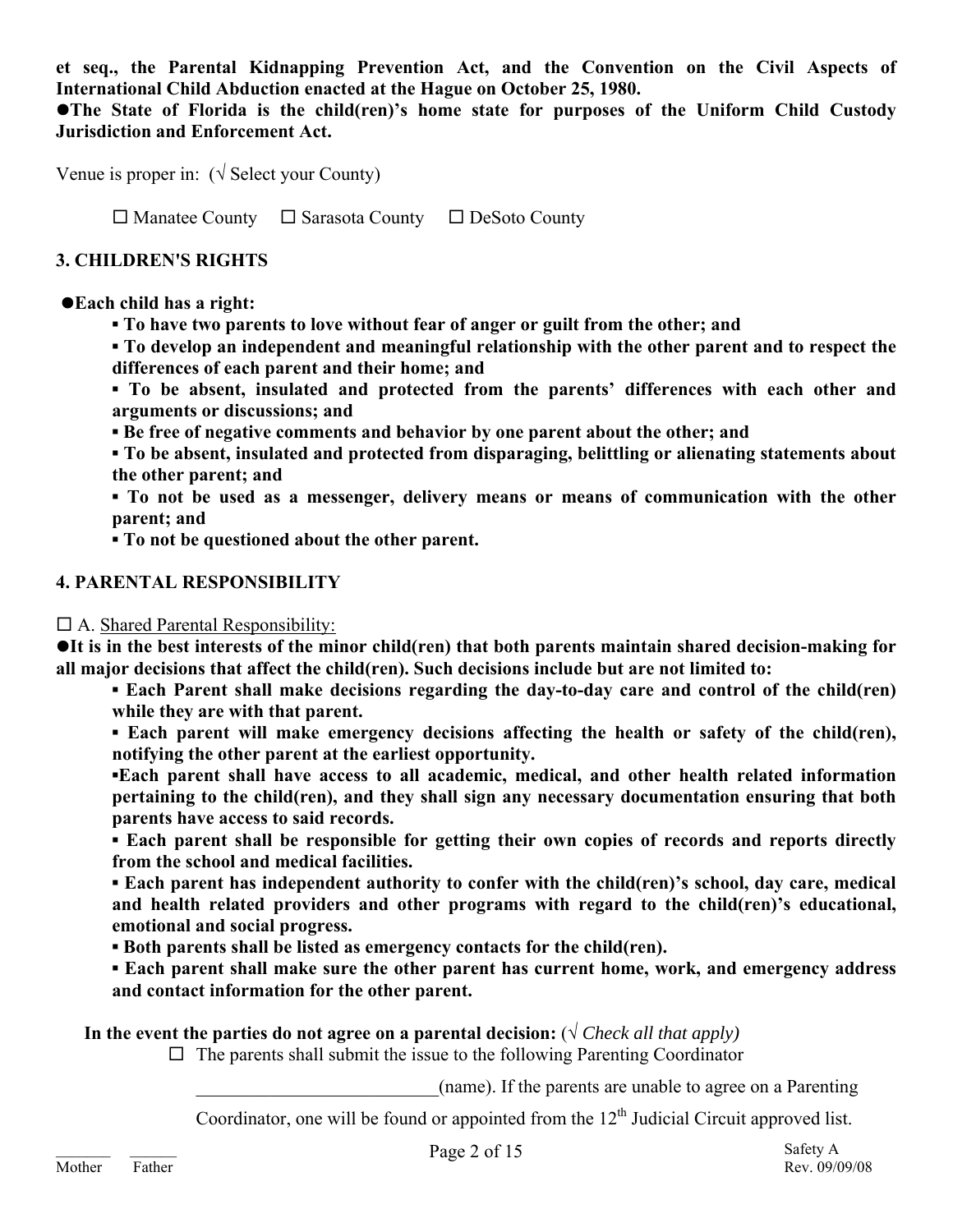**et seq., the Parental Kidnapping Prevention Act, and the Convention on the Civil Aspects of International Child Abduction enacted at the Hague on October 25, 1980.**

●**The State of Florida is the child(ren)'s home state for purposes of the Uniform Child Custody Jurisdiction and Enforcement Act.**

Venue is proper in: (√ Select your County)

☐ Manatee County ☐ Sarasota County ☐ DeSoto County

## 3. CHILDREN'S RIGHTS

●**Each child has a right:**

- **To have two parents to love without fear of anger or guilt from the other; and**
- **To develop an independent and meaningful relationship with the other parent and to respect the differences of each parent and their home; and**
- **To be absent, insulated and protected from the parents' differences with each other and arguments or discussions; and**
- **Be free of negative comments and behavior by one parent about the other; and**
- **To be absent, insulated and protected from disparaging, belittling or alienating statements about the other parent; and**
- **To not be used as a messenger, delivery means or means of communication with the other parent; and**
- **To not be questioned about the other parent.**

## 4. PARENTAL RESPONSIBILITY

☐ A. <u>Shared Parental Responsibility:</u>

●**It is in the best interests of the minor child(ren) that both parents maintain shared decision-making for all major decisions that affect the child(ren). Such decisions include but are not limited to:**

- **Each Parent shall make decisions regarding the day-to-day care and control of the child(ren) while they are with that parent.**
- **Each parent will make emergency decisions affecting the health or safety of the child(ren), notifying the other parent at the earliest opportunity.**
- **Each parent shall have access to all academic, medical, and other health related information pertaining to the child(ren), and they shall sign any necessary documentation ensuring that both parents have access to said records.**
- **Each parent shall be responsible for getting their own copies of records and reports directly from the school and medical facilities.**
- **Each parent has independent authority to confer with the child(ren)'s school, day care, medical and health related providers and other programs with regard to the child(ren)'s educational, emotional and social progress.**
- **Both parents shall be listed as emergency contacts for the child(ren).**
- **Each parent shall make sure the other parent has current home, work, and emergency address and contact information for the other parent.**

**In the event the parties do not agree on a parental decision:** (√ *Check all that apply)*

☐ The parents shall submit the issue to the following Parenting Coordinator

__________________________(name). If the parents are unable to agree on a Parenting Coordinator, one will be found or appointed from the 12th Judicial Circuit approved list.

_______ ______
Mother Father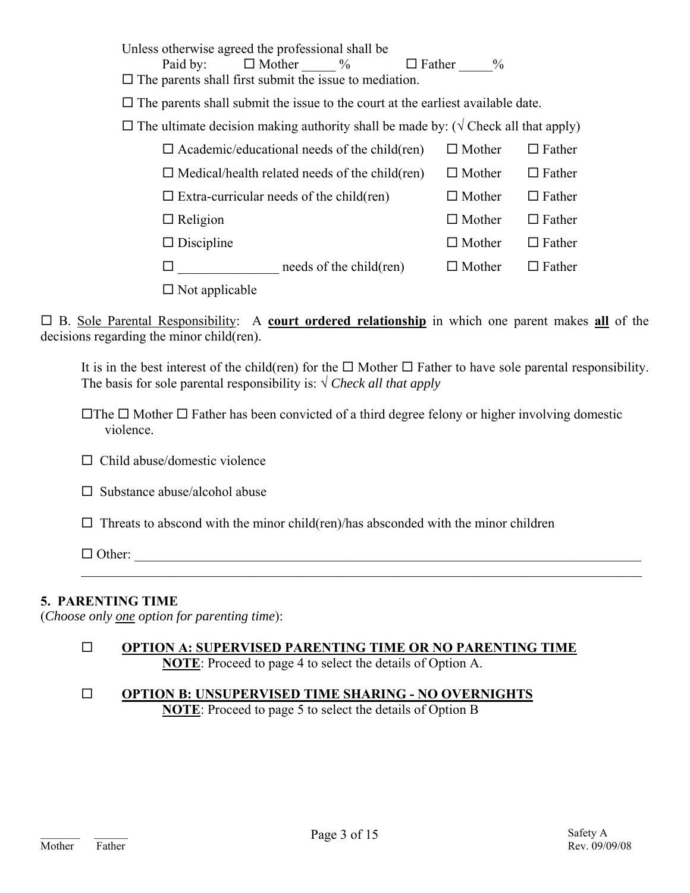Unless otherwise agreed the professional shall be
Paid by: ☐ Mother _____ % ☐ Father _____%

☐ The parents shall first submit the issue to mediation.

☐ The parents shall submit the issue to the court at the earliest available date.

☐ The ultimate decision making authority shall be made by: (√ Check all that apply)

| | | |
|---|---|---|
| ☐ Academic/educational needs of the child(ren) | ☐ Mother | ☐ Father |
| ☐ Medical/health related needs of the child(ren) | ☐ Mother | ☐ Father |
| ☐ Extra-curricular needs of the child(ren) | ☐ Mother | ☐ Father |
| ☐ Religion | ☐ Mother | ☐ Father |
| ☐ Discipline | ☐ Mother | ☐ Father |
| ☐ _______________ needs of the child(ren) | ☐ Mother | ☐ Father |
| ☐ Not applicable | | |

☐ B. Sole Parental Responsibility: A **court ordered relationship** in which one parent makes **all** of the decisions regarding the minor child(ren).

It is in the best interest of the child(ren) for the ☐ Mother ☐ Father to have sole parental responsibility. The basis for sole parental responsibility is: √ *Check all that apply*

☐The ☐ Mother ☐ Father has been convicted of a third degree felony or higher involving domestic violence.

☐ Child abuse/domestic violence

☐ Substance abuse/alcohol abuse

☐ Threats to abscond with the minor child(ren)/has absconded with the minor children

☐ Other: ____________________________________________________________________________
________________________________________________________________________________________

## 5. PARENTING TIME

(*Choose only one option for parenting time*):

☐ **OPTION A: SUPERVISED PARENTING TIME OR NO PARENTING TIME**
**NOTE**: Proceed to page 4 to select the details of Option A.

☐ **OPTION B: UNSUPERVISED TIME SHARING - NO OVERNIGHTS**
**NOTE**: Proceed to page 5 to select the details of Option B

_______ ______
Mother Father

Safety A
Rev. 09/09/08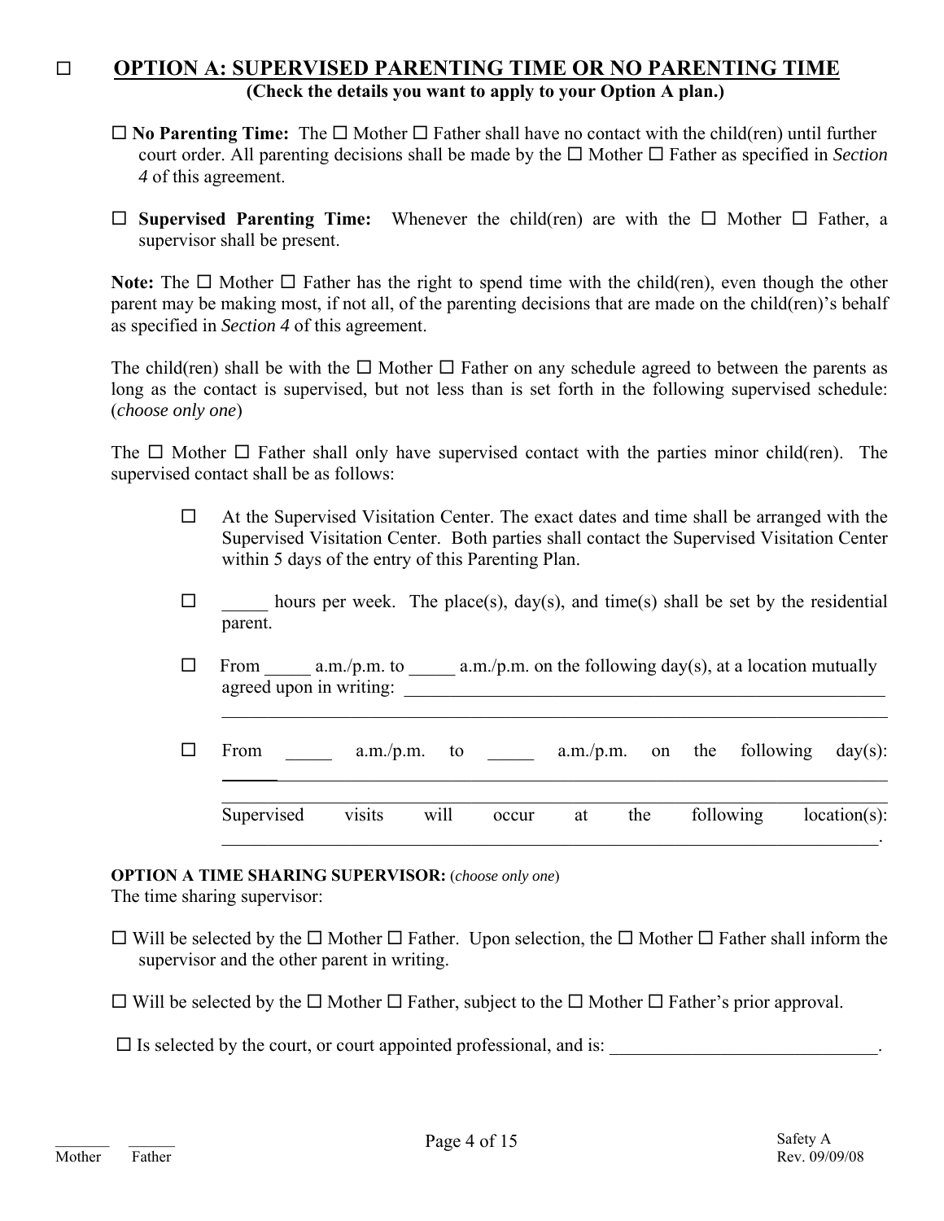## ☐ OPTION A: SUPERVISED PARENTING TIME OR NO PARENTING TIME

**(Check the details you want to apply to your Option A plan.)**

☐ **No Parenting Time:** The ☐ Mother ☐ Father shall have no contact with the child(ren) until further court order. All parenting decisions shall be made by the ☐ Mother ☐ Father as specified in *Section 4* of this agreement.

☐ **Supervised Parenting Time:** Whenever the child(ren) are with the ☐ Mother ☐ Father, a supervisor shall be present.

**Note:** The ☐ Mother ☐ Father has the right to spend time with the child(ren), even though the other parent may be making most, if not all, of the parenting decisions that are made on the child(ren)'s behalf as specified in *Section 4* of this agreement.

The child(ren) shall be with the ☐ Mother ☐ Father on any schedule agreed to between the parents as long as the contact is supervised, but not less than is set forth in the following supervised schedule: (*choose only one*)

The ☐ Mother ☐ Father shall only have supervised contact with the parties minor child(ren). The supervised contact shall be as follows:

☐ At the Supervised Visitation Center. The exact dates and time shall be arranged with the Supervised Visitation Center. Both parties shall contact the Supervised Visitation Center within 5 days of the entry of this Parenting Plan.

☐ _____ hours per week. The place(s), day(s), and time(s) shall be set by the residential parent.

☐ From _____ a.m./p.m. to _____ a.m./p.m. on the following day(s), at a location mutually agreed upon in writing: ________________________________________________________
______________________________________________________________________

☐ From _____ a.m./p.m. to _____ a.m./p.m. on the following day(s): ______________________________________________________________________

Supervised visits will occur at the following location(s): ______________________________________________________________________.

**OPTION A TIME SHARING SUPERVISOR:** (*choose only one*)
The time sharing supervisor:

☐ Will be selected by the ☐ Mother ☐ Father. Upon selection, the ☐ Mother ☐ Father shall inform the supervisor and the other parent in writing.

☐ Will be selected by the ☐ Mother ☐ Father, subject to the ☐ Mother ☐ Father's prior approval.

☐ Is selected by the court, or court appointed professional, and is: _____________________________.

_______ ______
Mother Father

Safety A
Rev. 09/09/08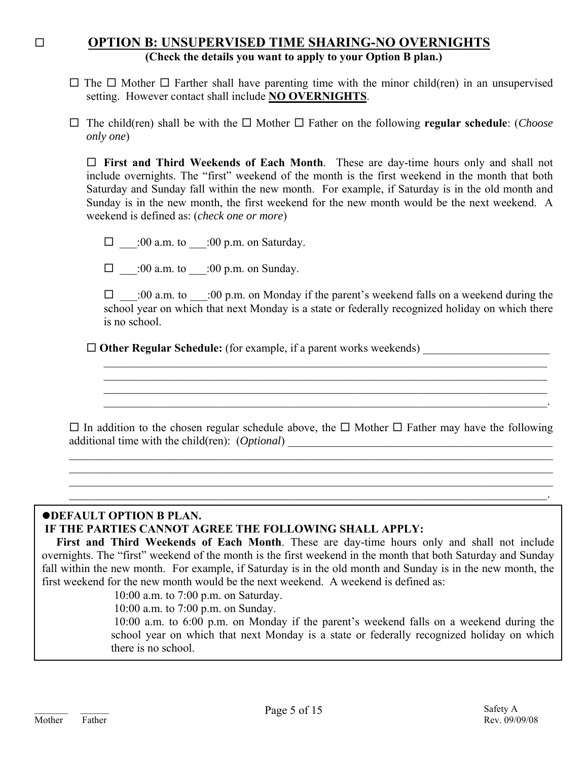☐ **OPTION B: UNSUPERVISED TIME SHARING-NO OVERNIGHTS**

**(Check the details you want to apply to your Option B plan.)**

☐ The ☐ Mother ☐ Farther shall have parenting time with the minor child(ren) in an unsupervised setting. However contact shall include **NO OVERNIGHTS**.

☐ The child(ren) shall be with the ☐ Mother ☐ Father on the following **regular schedule**: (*Choose only one*)

☐ **First and Third Weekends of Each Month**. These are day-time hours only and shall not include overnights. The "first" weekend of the month is the first weekend in the month that both Saturday and Sunday fall within the new month. For example, if Saturday is in the old month and Sunday is in the new month, the first weekend for the new month would be the next weekend. A weekend is defined as: (*check one or more*)

☐ ___:00 a.m. to ___:00 p.m. on Saturday.

☐ ___:00 a.m. to ___:00 p.m. on Sunday.

☐ ___:00 a.m. to ___:00 p.m. on Monday if the parent's weekend falls on a weekend during the school year on which that next Monday is a state or federally recognized holiday on which there is no school.

☐ **Other Regular Schedule:** (for example, if a parent works weekends) ______________________
_______________________________________________________________________________
_______________________________________________________________________________
_______________________________________________________________________________
_______________________________________________________________________________.

☐ In addition to the chosen regular schedule above, the ☐ Mother ☐ Father may have the following additional time with the child(ren): (*Optional*) ______________________________________________
_______________________________________________________________________________
_______________________________________________________________________________
_______________________________________________________________________________
_______________________________________________________________________________.

**●DEFAULT OPTION B PLAN.**
**IF THE PARTIES CANNOT AGREE THE FOLLOWING SHALL APPLY:**

**First and Third Weekends of Each Month**. These are day-time hours only and shall not include overnights. The "first" weekend of the month is the first weekend in the month that both Saturday and Sunday fall within the new month. For example, if Saturday is in the old month and Sunday is in the new month, the first weekend for the new month would be the next weekend. A weekend is defined as:

10:00 a.m. to 7:00 p.m. on Saturday.

10:00 a.m. to 7:00 p.m. on Sunday.

10:00 a.m. to 6:00 p.m. on Monday if the parent's weekend falls on a weekend during the school year on which that next Monday is a state or federally recognized holiday on which there is no school.

_______ _______
Mother Father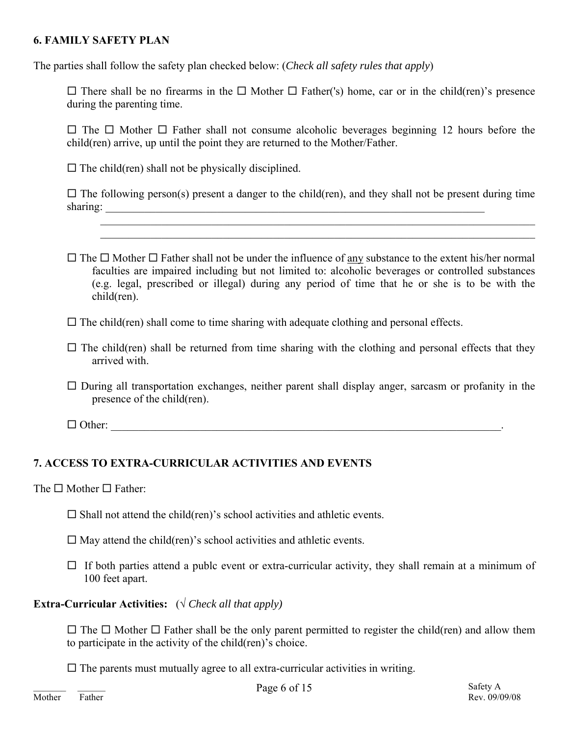## 6. FAMILY SAFETY PLAN

The parties shall follow the safety plan checked below: (*Check all safety rules that apply*)

☐ There shall be no firearms in the ☐ Mother ☐ Father('s) home, car or in the child(ren)'s presence during the parenting time.

☐ The ☐ Mother ☐ Father shall not consume alcoholic beverages beginning 12 hours before the child(ren) arrive, up until the point they are returned to the Mother/Father.

☐ The child(ren) shall not be physically disciplined.

☐ The following person(s) present a danger to the child(ren), and they shall not be present during time sharing: ___________________________________________________________________________

___________________________________________________________________________________

___________________________________________________________________________________

☐ The ☐ Mother ☐ Father shall not be under the influence of <u>any</u> substance to the extent his/her normal faculties are impaired including but not limited to: alcoholic beverages or controlled substances (e.g. legal, prescribed or illegal) during any period of time that he or she is to be with the child(ren).

☐ The child(ren) shall come to time sharing with adequate clothing and personal effects.

☐ The child(ren) shall be returned from time sharing with the clothing and personal effects that they arrived with.

☐ During all transportation exchanges, neither parent shall display anger, sarcasm or profanity in the presence of the child(ren).

☐ Other: ___________________________________________________________________________.

## 7. ACCESS TO EXTRA-CURRICULAR ACTIVITIES AND EVENTS

The ☐ Mother ☐ Father:

☐ Shall not attend the child(ren)'s school activities and athletic events.

☐ May attend the child(ren)'s school activities and athletic events.

☐ If both parties attend a publc event or extra-curricular activity, they shall remain at a minimum of 100 feet apart.

**Extra-Curricular Activities:** (√ *Check all that apply)*

☐ The ☐ Mother ☐ Father shall be the only parent permitted to register the child(ren) and allow them to participate in the activity of the child(ren)'s choice.

☐ The parents must mutually agree to all extra-curricular activities in writing.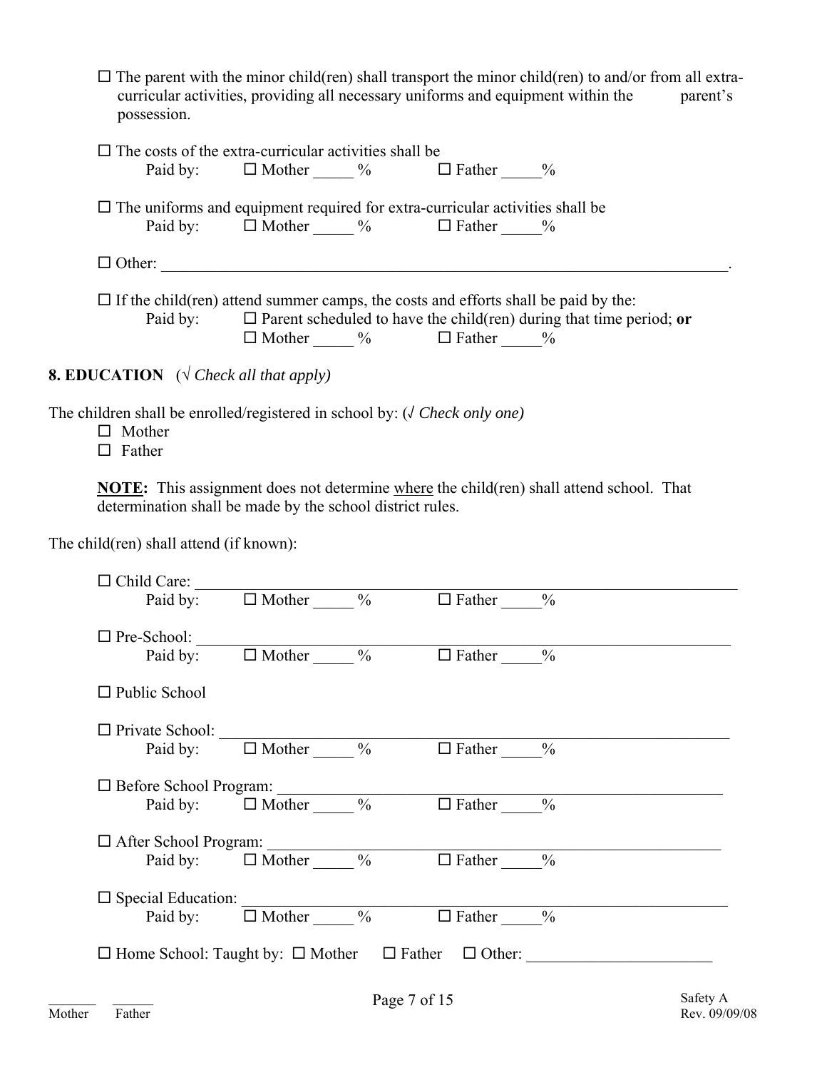☐ The parent with the minor child(ren) shall transport the minor child(ren) to and/or from all extra-curricular activities, providing all necessary uniforms and equipment within the parent's possession.

☐ The costs of the extra-curricular activities shall be
Paid by: ☐ Mother _____ % ☐ Father _____%

☐ The uniforms and equipment required for extra-curricular activities shall be
Paid by: ☐ Mother _____ % ☐ Father _____%

☐ Other: ______________________________________________________________________.

☐ If the child(ren) attend summer camps, the costs and efforts shall be paid by the:
Paid by: ☐ Parent scheduled to have the child(ren) during that time period; **or**
☐ Mother _____ % ☐ Father _____%

**8. EDUCATION** (√ *Check all that apply)*

The children shall be enrolled/registered in school by: (√ *Check only one)*

☐ Mother
☐ Father

**NOTE:** This assignment does not determine where the child(ren) shall attend school. That determination shall be made by the school district rules.

The child(ren) shall attend (if known):

☐ Child Care: ______________________________________________________________
Paid by: ☐ Mother _____ % ☐ Father _____%

☐ Pre-School: ______________________________________________________________
Paid by: ☐ Mother _____ % ☐ Father _____%

☐ Public School

☐ Private School: ___________________________________________________________
Paid by: ☐ Mother _____ % ☐ Father _____%

☐ Before School Program: ____________________________________________________
Paid by: ☐ Mother _____ % ☐ Father _____%

☐ After School Program: _____________________________________________________
Paid by: ☐ Mother _____ % ☐ Father _____%

☐ Special Education: ________________________________________________________
Paid by: ☐ Mother _____ % ☐ Father _____%

☐ Home School: Taught by: ☐ Mother ☐ Father ☐ Other: _______________________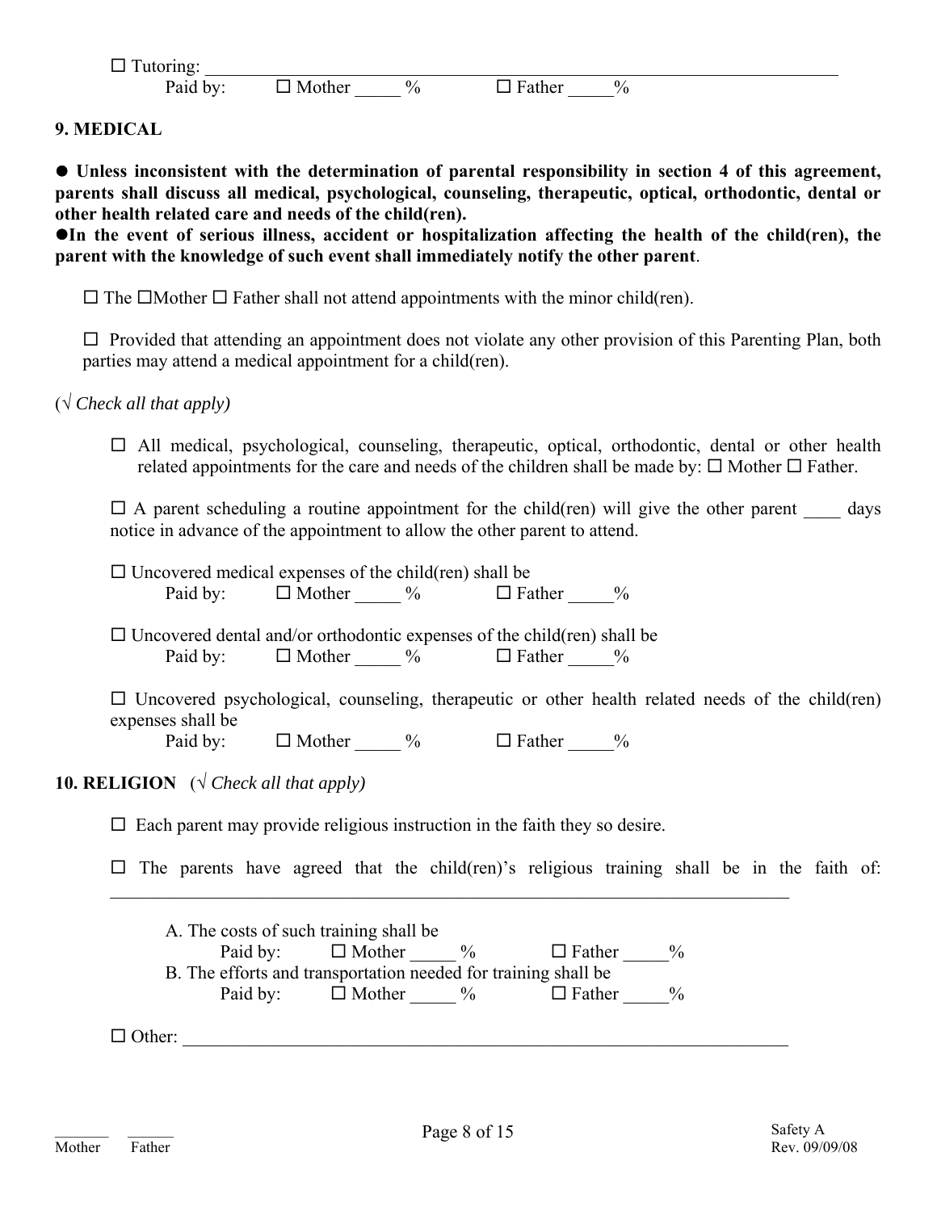☐ Tutoring: ___________________________________________________________________

Paid by: ☐ Mother _____ % ☐ Father _____%

## 9. MEDICAL

● **Unless inconsistent with the determination of parental responsibility in section 4 of this agreement, parents shall discuss all medical, psychological, counseling, therapeutic, optical, orthodontic, dental or other health related care and needs of the child(ren).**

●**In the event of serious illness, accident or hospitalization affecting the health of the child(ren), the parent with the knowledge of such event shall immediately notify the other parent**.

☐ The ☐Mother ☐ Father shall not attend appointments with the minor child(ren).

☐ Provided that attending an appointment does not violate any other provision of this Parenting Plan, both parties may attend a medical appointment for a child(ren).

(√ *Check all that apply)*

☐ All medical, psychological, counseling, therapeutic, optical, orthodontic, dental or other health related appointments for the care and needs of the children shall be made by: ☐ Mother ☐ Father.

☐ A parent scheduling a routine appointment for the child(ren) will give the other parent ____ days notice in advance of the appointment to allow the other parent to attend.

☐ Uncovered medical expenses of the child(ren) shall be

Paid by: ☐ Mother _____ % ☐ Father _____%

☐ Uncovered dental and/or orthodontic expenses of the child(ren) shall be

Paid by: ☐ Mother _____ % ☐ Father _____%

☐ Uncovered psychological, counseling, therapeutic or other health related needs of the child(ren) expenses shall be

Paid by: ☐ Mother _____ % ☐ Father _____%

## 10. RELIGION (√ *Check all that apply)*

☐ Each parent may provide religious instruction in the faith they so desire.

☐ The parents have agreed that the child(ren)'s religious training shall be in the faith of: ___________________________________________________________________________

A. The costs of such training shall be

Paid by: ☐ Mother _____ % ☐ Father _____%

B. The efforts and transportation needed for training shall be

Paid by: ☐ Mother _____ % ☐ Father _____%

☐ Other: ___________________________________________________________________

_______ ______
Mother Father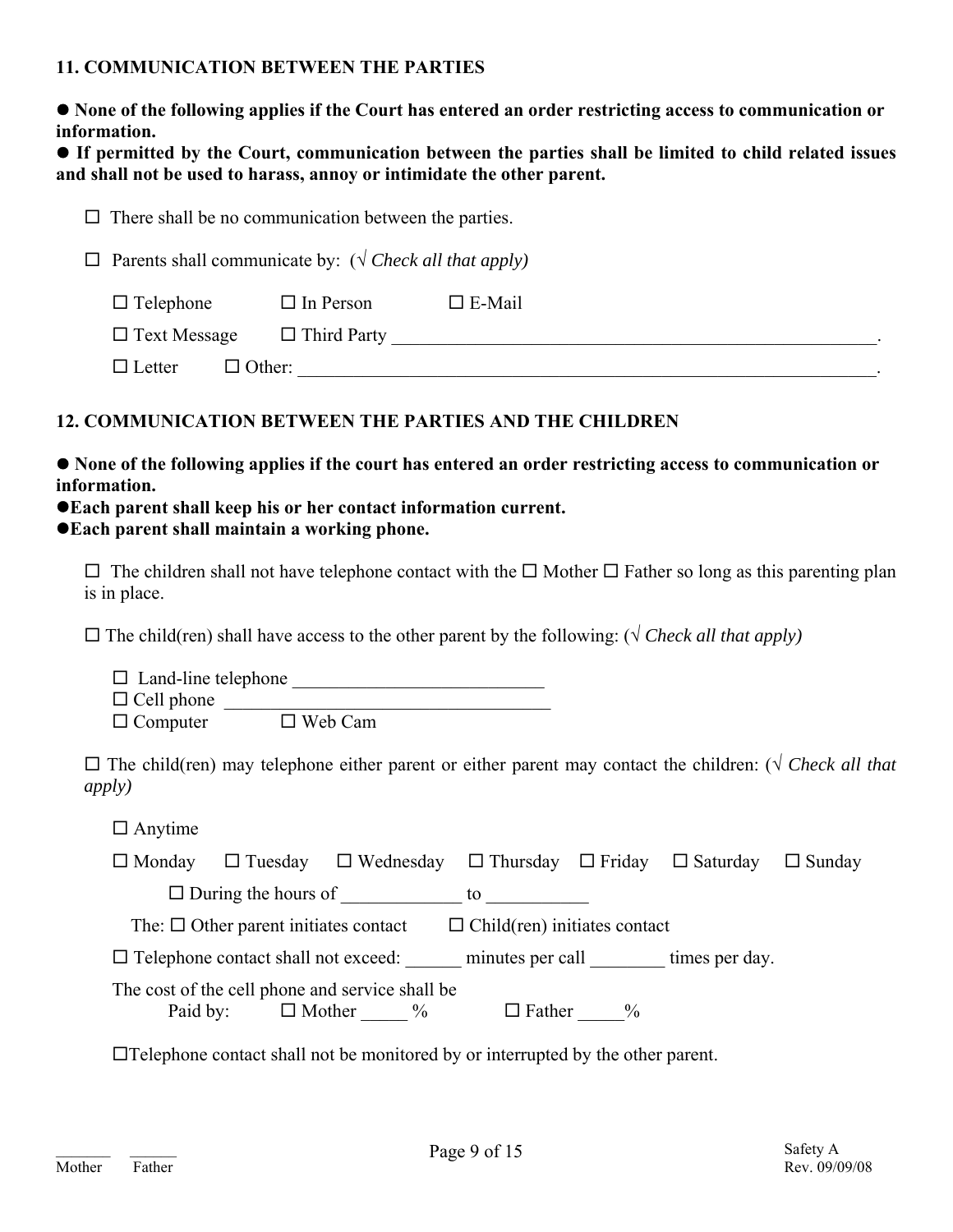## 11. COMMUNICATION BETWEEN THE PARTIES

● **None of the following applies if the Court has entered an order restricting access to communication or information.**

● **If permitted by the Court, communication between the parties shall be limited to child related issues and shall not be used to harass, annoy or intimidate the other parent.**

☐ There shall be no communication between the parties.

☐ Parents shall communicate by: (√ *Check all that apply)*

☐ Telephone ☐ In Person ☐ E-Mail

☐ Text Message ☐ Third Party \_\_\_\_\_\_\_\_\_\_\_\_\_\_\_\_\_\_\_\_\_\_\_\_\_\_\_\_\_\_\_\_\_\_\_\_\_\_\_\_\_\_\_\_\_\_\_\_\_\_\_\_\_\_\_\_.

☐ Letter ☐ Other: \_\_\_\_\_\_\_\_\_\_\_\_\_\_\_\_\_\_\_\_\_\_\_\_\_\_\_\_\_\_\_\_\_\_\_\_\_\_\_\_\_\_\_\_\_\_\_\_\_\_\_\_\_\_\_\_\_\_\_\_\_\_.

## 12. COMMUNICATION BETWEEN THE PARTIES AND THE CHILDREN

● **None of the following applies if the court has entered an order restricting access to communication or information.**

●**Each parent shall keep his or her contact information current.**

●**Each parent shall maintain a working phone.**

☐ The children shall not have telephone contact with the ☐ Mother ☐ Father so long as this parenting plan is in place.

☐ The child(ren) shall have access to the other parent by the following: (√ *Check all that apply)*

☐ Land-line telephone \_\_\_\_\_\_\_\_\_\_\_\_\_\_\_\_\_\_\_\_\_\_\_\_\_\_\_
☐ Cell phone \_\_\_\_\_\_\_\_\_\_\_\_\_\_\_\_\_\_\_\_\_\_\_\_\_\_\_\_\_\_\_\_\_\_\_\_\_
☐ Computer ☐ Web Cam

☐ The child(ren) may telephone either parent or either parent may contact the children: (√ *Check all that apply)*

☐ Anytime

☐ Monday ☐ Tuesday ☐ Wednesday ☐ Thursday ☐ Friday ☐ Saturday ☐ Sunday

☐ During the hours of \_\_\_\_\_\_\_\_\_\_\_\_\_ to \_\_\_\_\_\_\_\_\_\_\_

The: ☐ Other parent initiates contact ☐ Child(ren) initiates contact

☐ Telephone contact shall not exceed: \_\_\_\_\_\_ minutes per call \_\_\_\_\_\_\_\_ times per day.

The cost of the cell phone and service shall be
Paid by: ☐ Mother \_\_\_\_\_ % ☐ Father \_\_\_\_\_%

☐Telephone contact shall not be monitored by or interrupted by the other parent.

\_\_\_\_\_\_\_ \_\_\_\_\_\_
Mother Father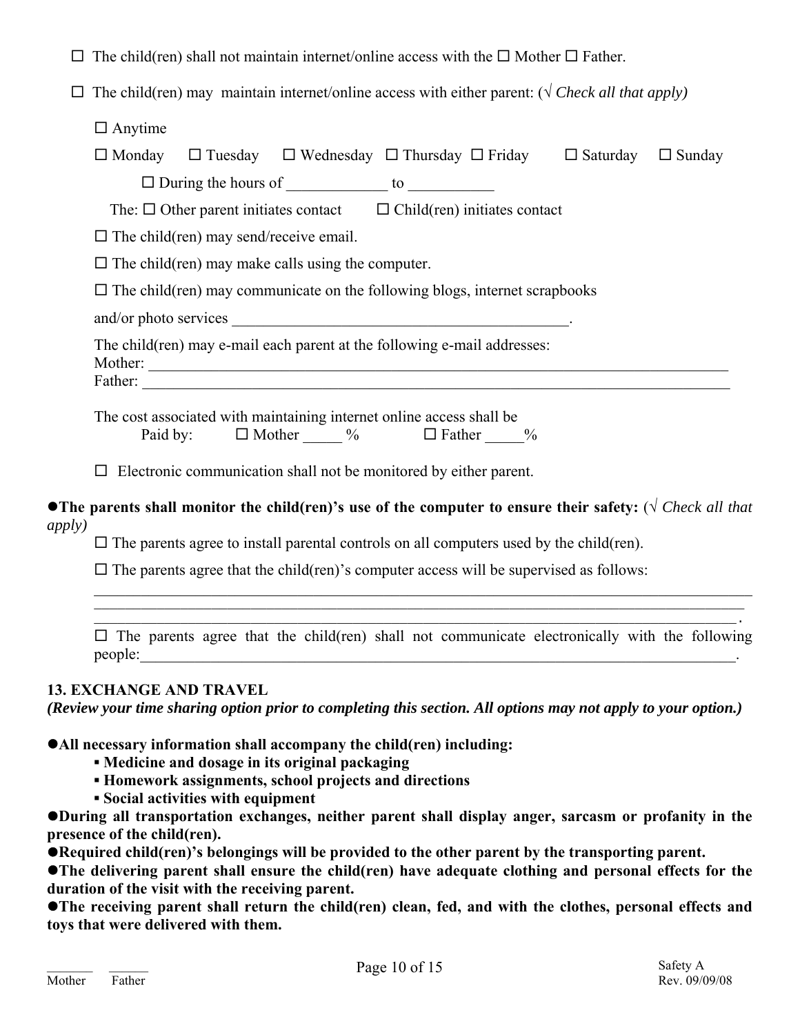☐ The child(ren) shall not maintain internet/online access with the ☐ Mother ☐ Father.

☐ The child(ren) may maintain internet/online access with either parent: (√ *Check all that apply)*

☐ Anytime

☐ Monday ☐ Tuesday ☐ Wednesday ☐ Thursday ☐ Friday ☐ Saturday ☐ Sunday

☐ During the hours of _____________ to ___________

The: ☐ Other parent initiates contact ☐ Child(ren) initiates contact

☐ The child(ren) may send/receive email.

☐ The child(ren) may make calls using the computer.

☐ The child(ren) may communicate on the following blogs, internet scrapbooks and/or photo services _____________________________________________.

The child(ren) may e-mail each parent at the following e-mail addresses:
Mother: ________________________________________________________________________________
Father: ________________________________________________________________________________

The cost associated with maintaining internet online access shall be
Paid by: ☐ Mother _____ % ☐ Father _____%

☐ Electronic communication shall not be monitored by either parent.

● **The parents shall monitor the child(ren)'s use of the computer to ensure their safety:** (√ *Check all that apply)*

☐ The parents agree to install parental controls on all computers used by the child(ren).

☐ The parents agree that the child(ren)'s computer access will be supervised as follows:
_____________________________________________________________________________________
_____________________________________________________________________________________
_____________________________________________________________________________________.

☐ The parents agree that the child(ren) shall not communicate electronically with the following people:_________________________________________________________________________________.

## 13. EXCHANGE AND TRAVEL

***(Review your time sharing option prior to completing this section. All options may not apply to your option.)***

● **All necessary information shall accompany the child(ren) including:**

- **Medicine and dosage in its original packaging**
- **Homework assignments, school projects and directions**
- **Social activities with equipment**

● **During all transportation exchanges, neither parent shall display anger, sarcasm or profanity in the presence of the child(ren).**

● **Required child(ren)'s belongings will be provided to the other parent by the transporting parent.**

● **The delivering parent shall ensure the child(ren) have adequate clothing and personal effects for the duration of the visit with the receiving parent.**

● **The receiving parent shall return the child(ren) clean, fed, and with the clothes, personal effects and toys that were delivered with them.**

_______ ______
Mother Father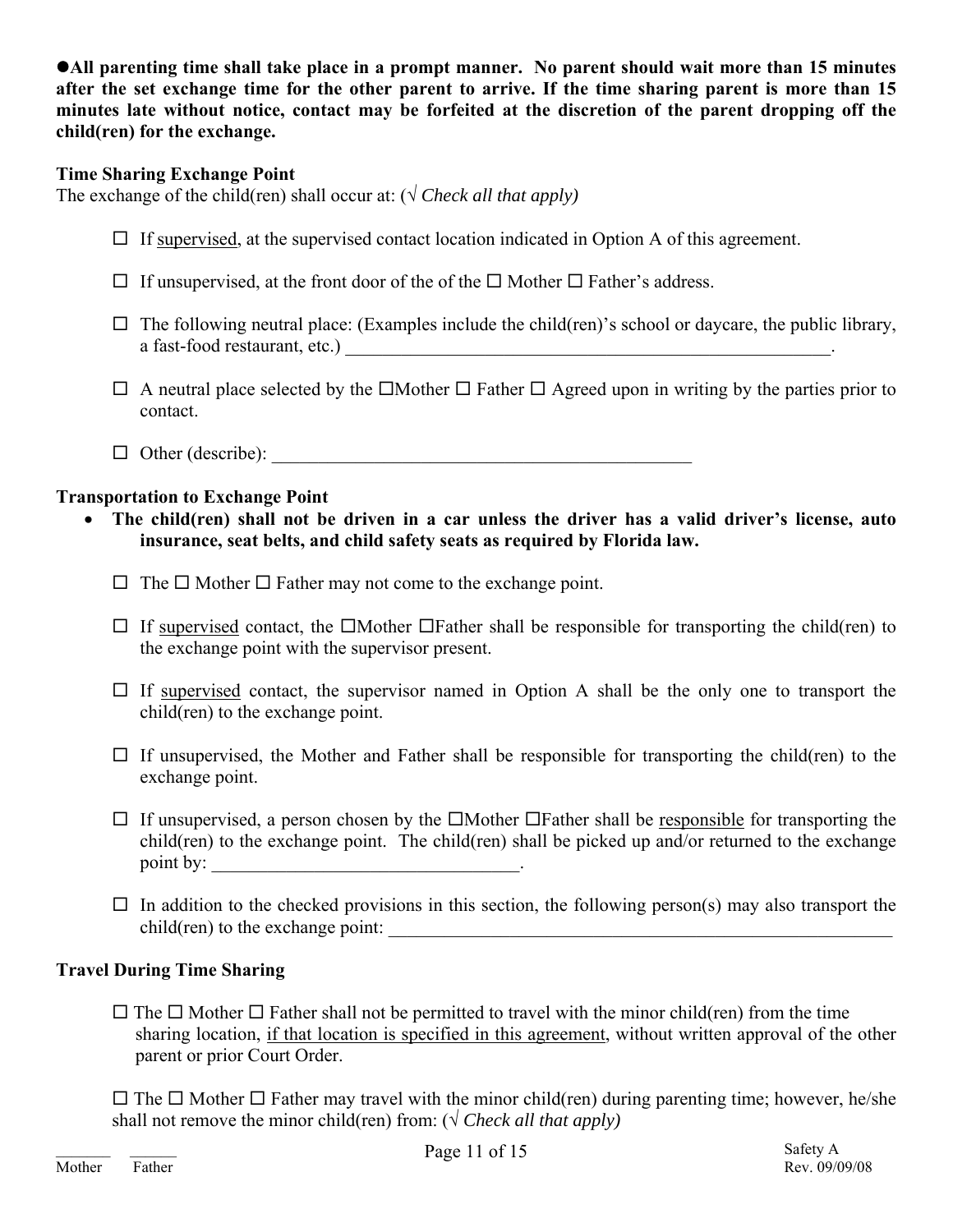●**All parenting time shall take place in a prompt manner. No parent should wait more than 15 minutes after the set exchange time for the other parent to arrive. If the time sharing parent is more than 15 minutes late without notice, contact may be forfeited at the discretion of the parent dropping off the child(ren) for the exchange.**

**Time Sharing Exchange Point**

The exchange of the child(ren) shall occur at: (√ *Check all that apply)*

- ☐ If supervised, at the supervised contact location indicated in Option A of this agreement.
- ☐ If unsupervised, at the front door of the of the ☐ Mother ☐ Father's address.
- ☐ The following neutral place: (Examples include the child(ren)'s school or daycare, the public library, a fast-food restaurant, etc.) \_\_\_\_\_\_\_\_\_\_\_\_\_\_\_\_\_\_\_\_\_\_\_\_\_\_\_\_\_\_\_\_\_\_\_\_\_\_\_\_\_\_\_\_\_\_\_\_\_\_\_\_\_\_\_\_.
- ☐ A neutral place selected by the ☐Mother ☐ Father ☐ Agreed upon in writing by the parties prior to contact.
- ☐ Other (describe): \_\_\_\_\_\_\_\_\_\_\_\_\_\_\_\_\_\_\_\_\_\_\_\_\_\_\_\_\_\_\_\_\_\_\_\_\_\_\_\_\_\_\_\_\_\_\_\_

**Transportation to Exchange Point**

- **The child(ren) shall not be driven in a car unless the driver has a valid driver's license, auto insurance, seat belts, and child safety seats as required by Florida law.**

- ☐ The ☐ Mother ☐ Father may not come to the exchange point.
- ☐ If supervised contact, the ☐Mother ☐Father shall be responsible for transporting the child(ren) to the exchange point with the supervisor present.
- ☐ If supervised contact, the supervisor named in Option A shall be the only one to transport the child(ren) to the exchange point.
- ☐ If unsupervised, the Mother and Father shall be responsible for transporting the child(ren) to the exchange point.
- ☐ If unsupervised, a person chosen by the ☐Mother ☐Father shall be responsible for transporting the child(ren) to the exchange point. The child(ren) shall be picked up and/or returned to the exchange point by: \_\_\_\_\_\_\_\_\_\_\_\_\_\_\_\_\_\_\_\_\_\_\_\_\_\_\_\_\_\_\_\_\_\_.
- ☐ In addition to the checked provisions in this section, the following person(s) may also transport the child(ren) to the exchange point: \_\_\_\_\_\_\_\_\_\_\_\_\_\_\_\_\_\_\_\_\_\_\_\_\_\_\_\_\_\_\_\_\_\_\_\_\_\_\_\_\_\_\_\_\_\_\_\_\_\_\_\_\_\_\_\_\_\_\_\_

**Travel During Time Sharing**

☐ The ☐ Mother ☐ Father shall not be permitted to travel with the minor child(ren) from the time sharing location, if that location is specified in this agreement, without written approval of the other parent or prior Court Order.

☐ The ☐ Mother ☐ Father may travel with the minor child(ren) during parenting time; however, he/she shall not remove the minor child(ren) from: (√ *Check all that apply)*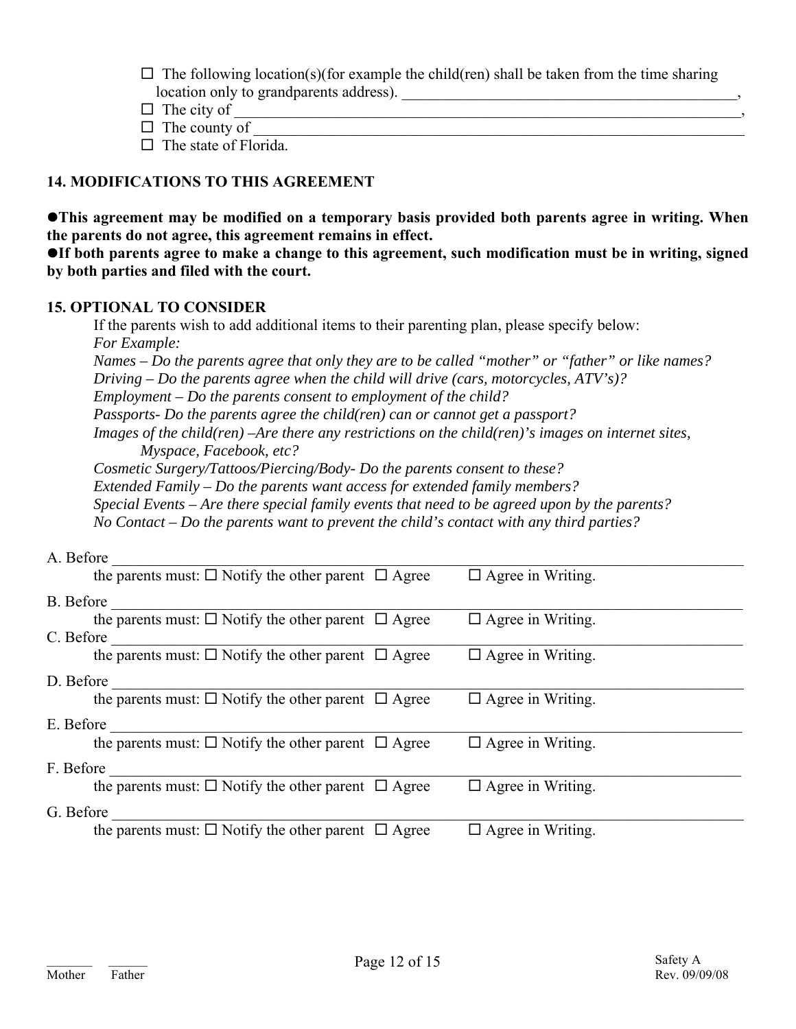- ☐ The following location(s)(for example the child(ren) shall be taken from the time sharing location only to grandparents address). \_\_\_\_\_\_\_\_\_\_\_\_\_\_\_\_\_\_\_\_\_\_\_\_\_\_\_\_\_\_\_\_\_\_\_\_\_\_\_\_\_\_\_\_\_\_,
- ☐ The city of \_\_\_\_\_\_\_\_\_\_\_\_\_\_\_\_\_\_\_\_\_\_\_\_\_\_\_\_\_\_\_\_\_\_\_\_\_\_\_\_\_\_\_\_\_\_\_\_\_\_\_\_\_\_\_\_\_\_\_\_\_\_\_\_,
- ☐ The county of \_\_\_\_\_\_\_\_\_\_\_\_\_\_\_\_\_\_\_\_\_\_\_\_\_\_\_\_\_\_\_\_\_\_\_\_\_\_\_\_\_\_\_\_\_\_\_\_\_\_\_\_\_\_\_\_\_\_\_\_\_\_\_\_
- ☐ The state of Florida.

## 14. MODIFICATIONS TO THIS AGREEMENT

● **This agreement may be modified on a temporary basis provided both parents agree in writing. When the parents do not agree, this agreement remains in effect.**

● **If both parents agree to make a change to this agreement, such modification must be in writing, signed by both parties and filed with the court.**

## 15. OPTIONAL TO CONSIDER

If the parents wish to add additional items to their parenting plan, please specify below:

*For Example:*

*Names – Do the parents agree that only they are to be called "mother" or "father" or like names?*

*Driving – Do the parents agree when the child will drive (cars, motorcycles, ATV's)?*

*Employment – Do the parents consent to employment of the child?*

*Passports- Do the parents agree the child(ren) can or cannot get a passport?*

*Images of the child(ren) –Are there any restrictions on the child(ren)'s images on internet sites, Myspace, Facebook, etc?*

*Cosmetic Surgery/Tattoos/Piercing/Body- Do the parents consent to these?*

*Extended Family – Do the parents want access for extended family members?*

*Special Events – Are there special family events that need to be agreed upon by the parents?*

*No Contact – Do the parents want to prevent the child's contact with any third parties?*

A. Before \_\_\_\_\_\_\_\_\_\_\_\_\_\_\_\_\_\_\_\_\_\_\_\_\_\_\_\_\_\_\_\_\_\_\_\_\_\_\_\_\_\_\_\_\_\_\_\_\_\_\_\_\_\_\_\_\_\_\_\_\_\_\_\_\_\_\_\_\_\_
the parents must: ☐ Notify the other parent ☐ Agree ☐ Agree in Writing.

B. Before \_\_\_\_\_\_\_\_\_\_\_\_\_\_\_\_\_\_\_\_\_\_\_\_\_\_\_\_\_\_\_\_\_\_\_\_\_\_\_\_\_\_\_\_\_\_\_\_\_\_\_\_\_\_\_\_\_\_\_\_\_\_\_\_\_\_\_\_\_\_
the parents must: ☐ Notify the other parent ☐ Agree ☐ Agree in Writing.

C. Before \_\_\_\_\_\_\_\_\_\_\_\_\_\_\_\_\_\_\_\_\_\_\_\_\_\_\_\_\_\_\_\_\_\_\_\_\_\_\_\_\_\_\_\_\_\_\_\_\_\_\_\_\_\_\_\_\_\_\_\_\_\_\_\_\_\_\_\_\_\_
the parents must: ☐ Notify the other parent ☐ Agree ☐ Agree in Writing.

D. Before \_\_\_\_\_\_\_\_\_\_\_\_\_\_\_\_\_\_\_\_\_\_\_\_\_\_\_\_\_\_\_\_\_\_\_\_\_\_\_\_\_\_\_\_\_\_\_\_\_\_\_\_\_\_\_\_\_\_\_\_\_\_\_\_\_\_\_\_\_\_
the parents must: ☐ Notify the other parent ☐ Agree ☐ Agree in Writing.

E. Before \_\_\_\_\_\_\_\_\_\_\_\_\_\_\_\_\_\_\_\_\_\_\_\_\_\_\_\_\_\_\_\_\_\_\_\_\_\_\_\_\_\_\_\_\_\_\_\_\_\_\_\_\_\_\_\_\_\_\_\_\_\_\_\_\_\_\_\_\_\_
the parents must: ☐ Notify the other parent ☐ Agree ☐ Agree in Writing.

F. Before \_\_\_\_\_\_\_\_\_\_\_\_\_\_\_\_\_\_\_\_\_\_\_\_\_\_\_\_\_\_\_\_\_\_\_\_\_\_\_\_\_\_\_\_\_\_\_\_\_\_\_\_\_\_\_\_\_\_\_\_\_\_\_\_\_\_\_\_\_\_
the parents must: ☐ Notify the other parent ☐ Agree ☐ Agree in Writing.

G. Before \_\_\_\_\_\_\_\_\_\_\_\_\_\_\_\_\_\_\_\_\_\_\_\_\_\_\_\_\_\_\_\_\_\_\_\_\_\_\_\_\_\_\_\_\_\_\_\_\_\_\_\_\_\_\_\_\_\_\_\_\_\_\_\_\_\_\_\_\_\_
the parents must: ☐ Notify the other parent ☐ Agree ☐ Agree in Writing.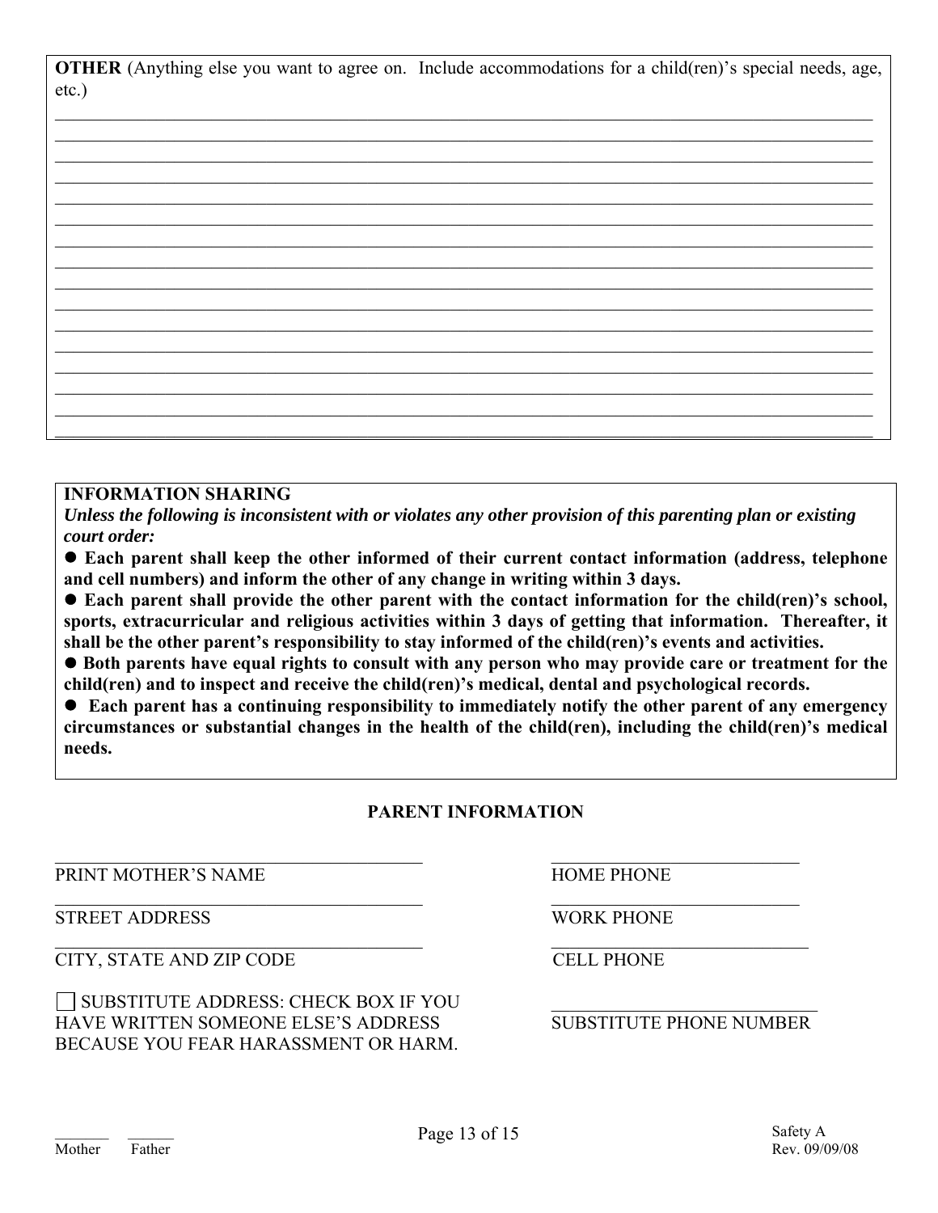**OTHER** (Anything else you want to agree on. Include accommodations for a child(ren)'s special needs, age, etc.)

_______________________________________________________________________________________
_______________________________________________________________________________________
_______________________________________________________________________________________
_______________________________________________________________________________________
_______________________________________________________________________________________
_______________________________________________________________________________________
_______________________________________________________________________________________
_______________________________________________________________________________________
_______________________________________________________________________________________
_______________________________________________________________________________________
_______________________________________________________________________________________
_______________________________________________________________________________________
_______________________________________________________________________________________
_______________________________________________________________________________________
_______________________________________________________________________________________
_______________________________________________________________________________________

**INFORMATION SHARING**

***Unless the following is inconsistent with or violates any other provision of this parenting plan or existing court order:***

- **Each parent shall keep the other informed of their current contact information (address, telephone and cell numbers) and inform the other of any change in writing within 3 days.**
- **Each parent shall provide the other parent with the contact information for the child(ren)'s school, sports, extracurricular and religious activities within 3 days of getting that information. Thereafter, it shall be the other parent's responsibility to stay informed of the child(ren)'s events and activities.**
- **Both parents have equal rights to consult with any person who may provide care or treatment for the child(ren) and to inspect and receive the child(ren)'s medical, dental and psychological records.**
- **Each parent has a continuing responsibility to immediately notify the other parent of any emergency circumstances or substantial changes in the health of the child(ren), including the child(ren)'s medical needs.**

**PARENT INFORMATION**

| | |
|---|---|
| ______________________________ PRINT MOTHER'S NAME | ______________________________ HOME PHONE |
| ______________________________ STREET ADDRESS | ______________________________ WORK PHONE |
| ______________________________ CITY, STATE AND ZIP CODE | ______________________________ CELL PHONE |
| ☐ SUBSTITUTE ADDRESS: CHECK BOX IF YOU HAVE WRITTEN SOMEONE ELSE'S ADDRESS BECAUSE YOU FEAR HARASSMENT OR HARM. | ______________________________ SUBSTITUTE PHONE NUMBER |

_______ Mother _______ Father

Safety A
Rev. 09/09/08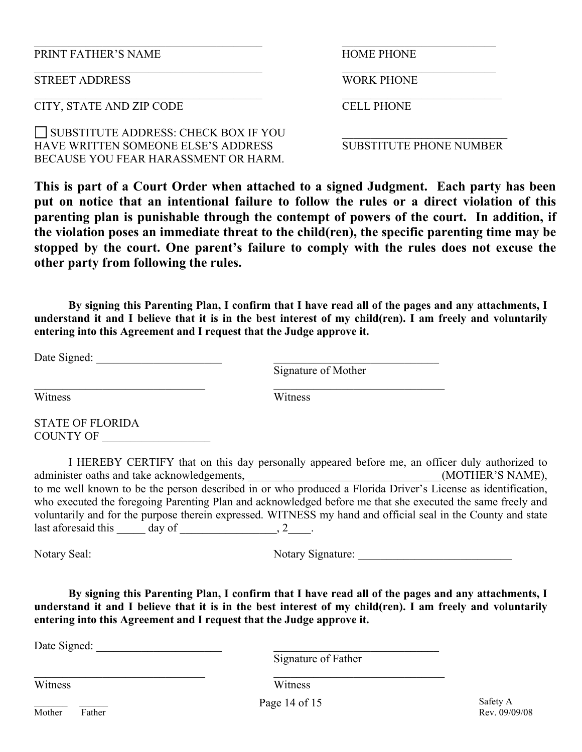\_\_\_\_\_\_\_\_\_\_\_\_\_\_\_\_\_\_\_\_\_\_\_\_\_\_\_\_\_\_\_\_\_\_\_\_\_\_\_\_ \_\_\_\_\_\_\_\_\_\_\_\_\_\_\_\_\_\_\_\_\_\_\_\_\_\_\_
PRINT FATHER'S NAME HOME PHONE

\_\_\_\_\_\_\_\_\_\_\_\_\_\_\_\_\_\_\_\_\_\_\_\_\_\_\_\_\_\_\_\_\_\_\_\_\_\_\_\_ \_\_\_\_\_\_\_\_\_\_\_\_\_\_\_\_\_\_\_\_\_\_\_\_\_\_\_
STREET ADDRESS WORK PHONE

\_\_\_\_\_\_\_\_\_\_\_\_\_\_\_\_\_\_\_\_\_\_\_\_\_\_\_\_\_\_\_\_\_\_\_\_\_\_\_\_ \_\_\_\_\_\_\_\_\_\_\_\_\_\_\_\_\_\_\_\_\_\_\_\_\_\_\_
CITY, STATE AND ZIP CODE CELL PHONE

☐ SUBSTITUTE ADDRESS: CHECK BOX IF YOU HAVE WRITTEN SOMEONE ELSE'S ADDRESS BECAUSE YOU FEAR HARASSMENT OR HARM.

\_\_\_\_\_\_\_\_\_\_\_\_\_\_\_\_\_\_\_\_\_\_\_\_\_\_\_
SUBSTITUTE PHONE NUMBER

**This is part of a Court Order when attached to a signed Judgment. Each party has been put on notice that an intentional failure to follow the rules or a direct violation of this parenting plan is punishable through the contempt of powers of the court. In addition, if the violation poses an immediate threat to the child(ren), the specific parenting time may be stopped by the court. One parent's failure to comply with the rules does not excuse the other party from following the rules.**

**By signing this Parenting Plan, I confirm that I have read all of the pages and any attachments, I understand it and I believe that it is in the best interest of my child(ren). I am freely and voluntarily entering into this Agreement and I request that the Judge approve it.**

Date Signed: \_\_\_\_\_\_\_\_\_\_\_\_\_\_\_\_\_\_\_\_\_\_ \_\_\_\_\_\_\_\_\_\_\_\_\_\_\_\_\_\_\_\_\_\_\_\_\_\_\_\_\_\_
Signature of Mother

\_\_\_\_\_\_\_\_\_\_\_\_\_\_\_\_\_\_\_\_\_\_\_\_\_\_\_\_\_\_ \_\_\_\_\_\_\_\_\_\_\_\_\_\_\_\_\_\_\_\_\_\_\_\_\_\_\_\_\_\_
Witness Witness

STATE OF FLORIDA
COUNTY OF \_\_\_\_\_\_\_\_\_\_\_\_\_\_\_\_\_\_\_

I HEREBY CERTIFY that on this day personally appeared before me, an officer duly authorized to administer oaths and take acknowledgements, \_\_\_\_\_\_\_\_\_\_\_\_\_\_\_\_\_\_\_\_\_\_\_\_\_\_\_\_\_\_\_\_\_\_(MOTHER'S NAME), to me well known to be the person described in or who produced a Florida Driver's License as identification, who executed the foregoing Parenting Plan and acknowledged before me that she executed the same freely and voluntarily and for the purpose therein expressed. WITNESS my hand and official seal in the County and state last aforesaid this \_\_\_\_\_ day of \_\_\_\_\_\_\_\_\_\_\_\_\_\_\_\_\_, 2\_\_\_\_.

Notary Seal: Notary Signature: \_\_\_\_\_\_\_\_\_\_\_\_\_\_\_\_\_\_\_\_\_\_\_\_\_\_\_

**By signing this Parenting Plan, I confirm that I have read all of the pages and any attachments, I understand it and I believe that it is in the best interest of my child(ren). I am freely and voluntarily entering into this Agreement and I request that the Judge approve it.**

Date Signed: \_\_\_\_\_\_\_\_\_\_\_\_\_\_\_\_\_\_\_\_\_\_ \_\_\_\_\_\_\_\_\_\_\_\_\_\_\_\_\_\_\_\_\_\_\_\_\_\_\_\_\_\_
Signature of Father

\_\_\_\_\_\_\_\_\_\_\_\_\_\_\_\_\_\_\_\_\_\_\_\_\_\_\_\_\_\_ \_\_\_\_\_\_\_\_\_\_\_\_\_\_\_\_\_\_\_\_\_\_\_\_\_\_\_\_\_\_
Witness Witness

\_\_\_\_\_\_\_ \_\_\_\_\_\_
Mother Father

Safety A
Rev. 09/09/08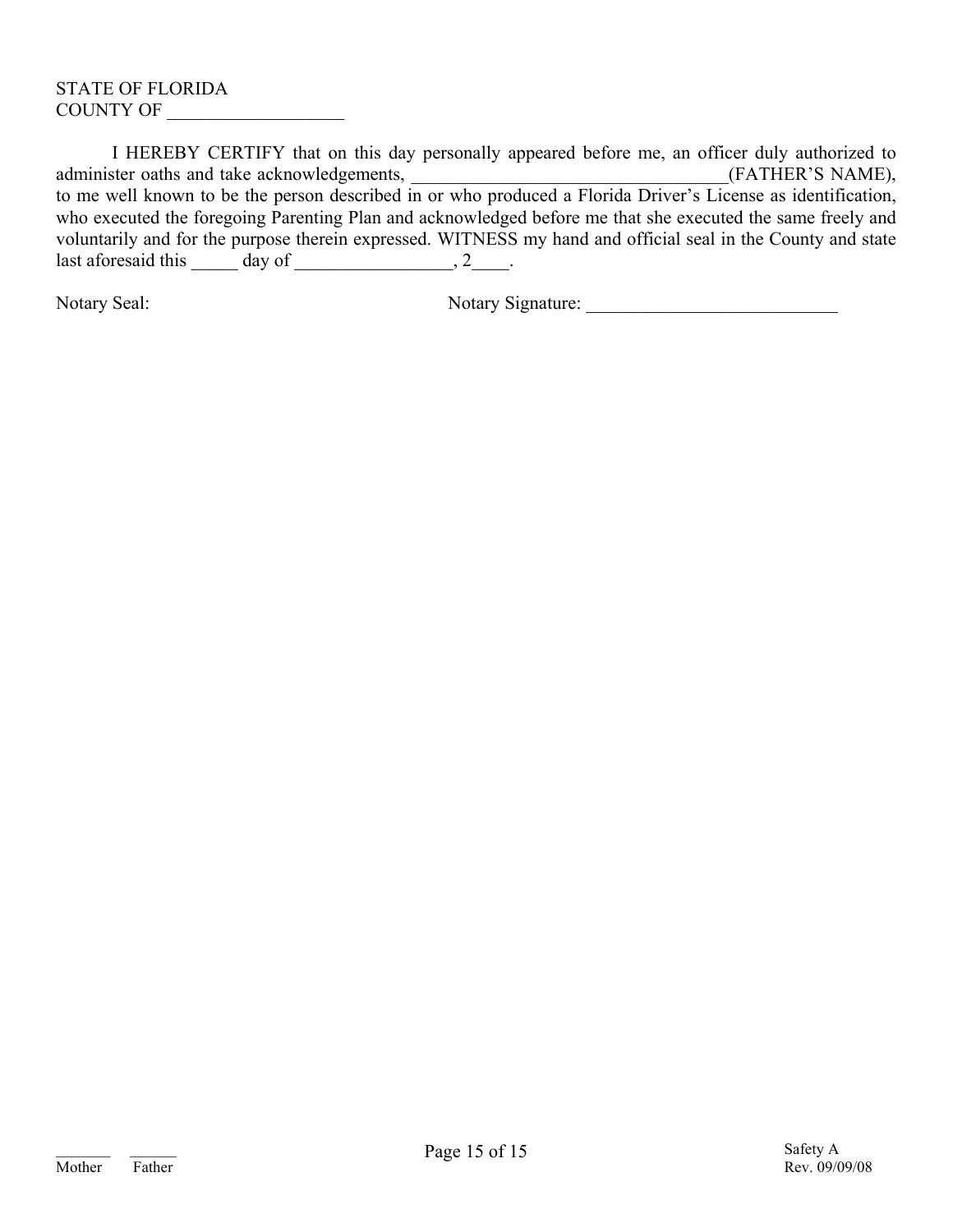STATE OF FLORIDA
COUNTY OF ___________________

I HEREBY CERTIFY that on this day personally appeared before me, an officer duly authorized to administer oaths and take acknowledgements, _________________________________(FATHER'S NAME), to me well known to be the person described in or who produced a Florida Driver's License as identification, who executed the foregoing Parenting Plan and acknowledged before me that she executed the same freely and voluntarily and for the purpose therein expressed. WITNESS my hand and official seal in the County and state last aforesaid this _____ day of _________________, 2____.

Notary Seal: Notary Signature: ___________________________

_______ ______
Mother Father

Safety A
Rev. 09/09/08